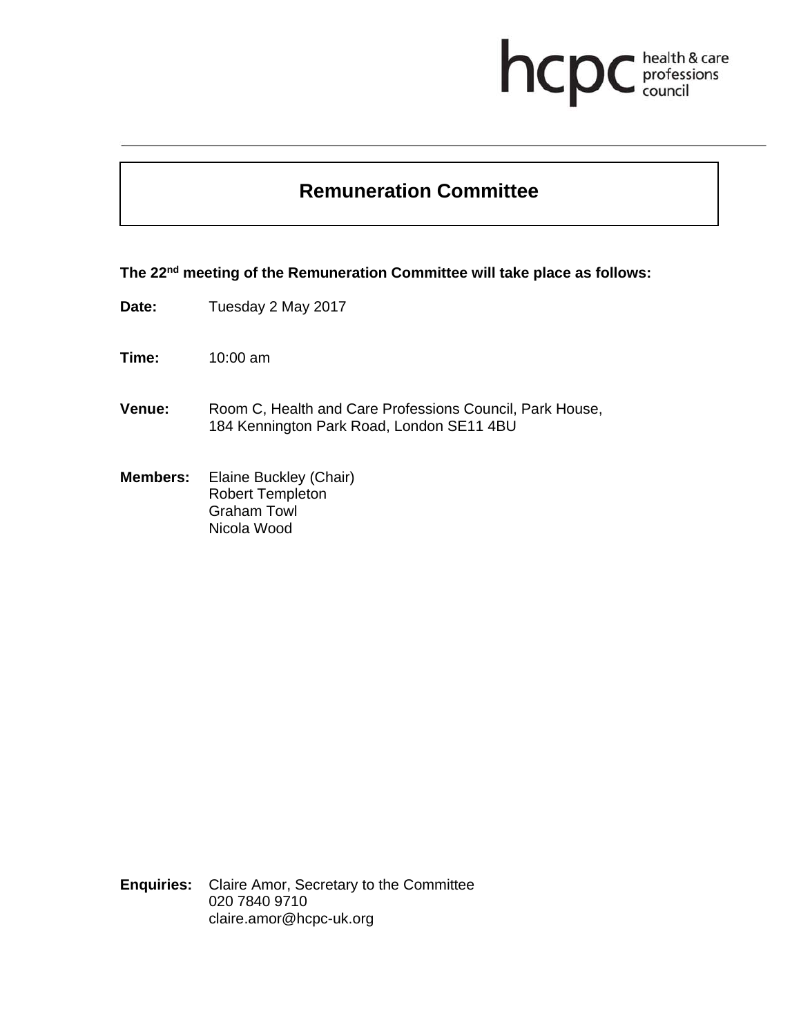hcpc health & care professions council

# Remuneration Committee

**The 22nd meeting of the Remuneration Committee will take place as follows:**

**Date:** Tuesday 2 May 2017

**Time:** 10:00 am

**Venue:** Room C, Health and Care Professions Council, Park House, 184 Kennington Park Road, London SE11 4BU

**Members:** Elaine Buckley (Chair)
Robert Templeton
Graham Towl
Nicola Wood

**Enquiries:** Claire Amor, Secretary to the Committee
020 7840 9710
claire.amor@hcpc-uk.org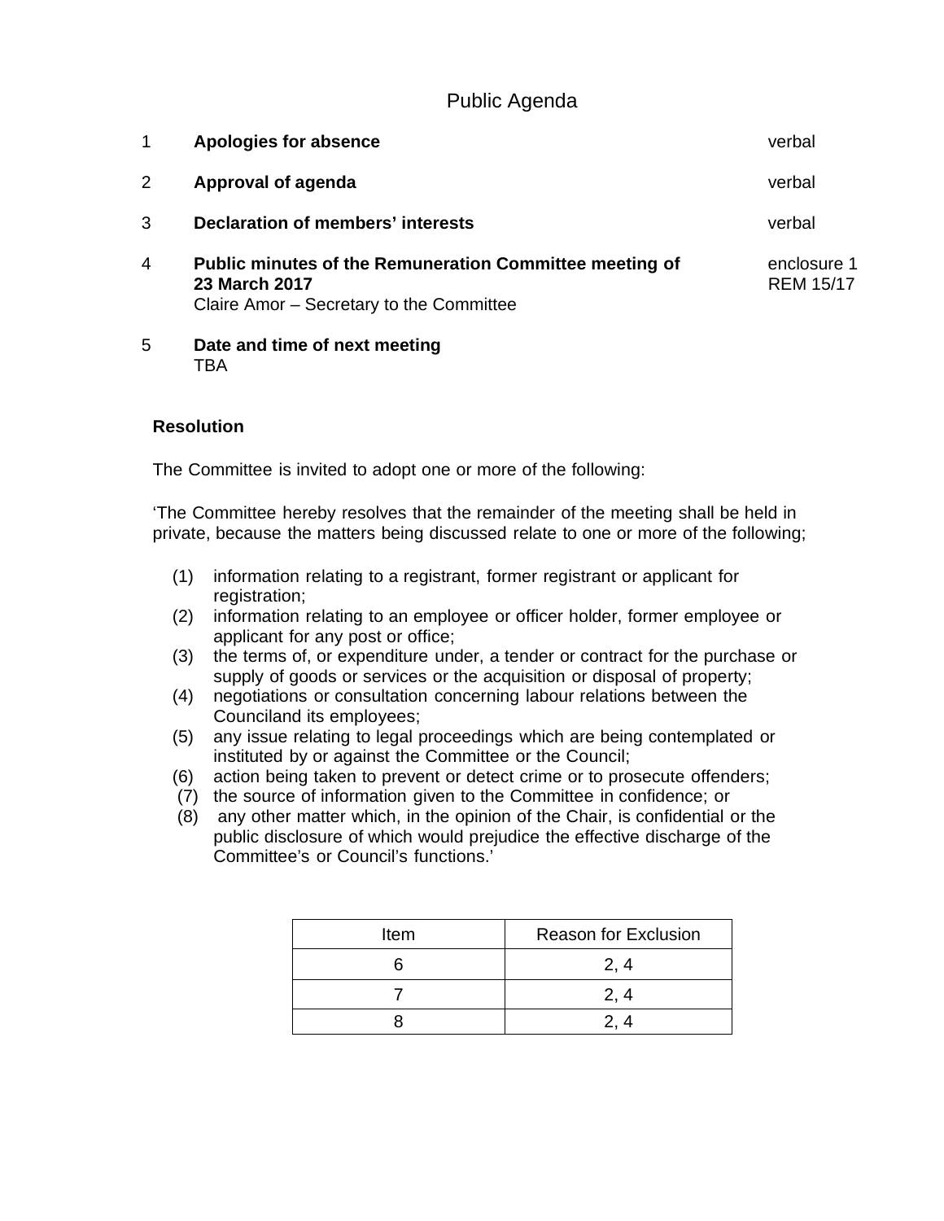# Public Agenda

| | | |
|---|---|---|
| 1 | **Apologies for absence** | verbal |
| 2 | **Approval of agenda** | verbal |
| 3 | **Declaration of members' interests** | verbal |
| 4 | **Public minutes of the Remuneration Committee meeting of 23 March 2017**<br>Claire Amor – Secretary to the Committee | enclosure 1<br>REM 15/17 |
| 5 | **Date and time of next meeting**<br>TBA | |

**Resolution**

The Committee is invited to adopt one or more of the following:

'The Committee hereby resolves that the remainder of the meeting shall be held in private, because the matters being discussed relate to one or more of the following;

(1) information relating to a registrant, former registrant or applicant for registration;
(2) information relating to an employee or officer holder, former employee or applicant for any post or office;
(3) the terms of, or expenditure under, a tender or contract for the purchase or supply of goods or services or the acquisition or disposal of property;
(4) negotiations or consultation concerning labour relations between the Counciland its employees;
(5) any issue relating to legal proceedings which are being contemplated or instituted by or against the Committee or the Council;
(6) action being taken to prevent or detect crime or to prosecute offenders;
(7) the source of information given to the Committee in confidence; or
(8) any other matter which, in the opinion of the Chair, is confidential or the public disclosure of which would prejudice the effective discharge of the Committee's or Council's functions.'

| Item | Reason for Exclusion |
|---|---|
| 6 | 2, 4 |
| 7 | 2, 4 |
| 8 | 2, 4 |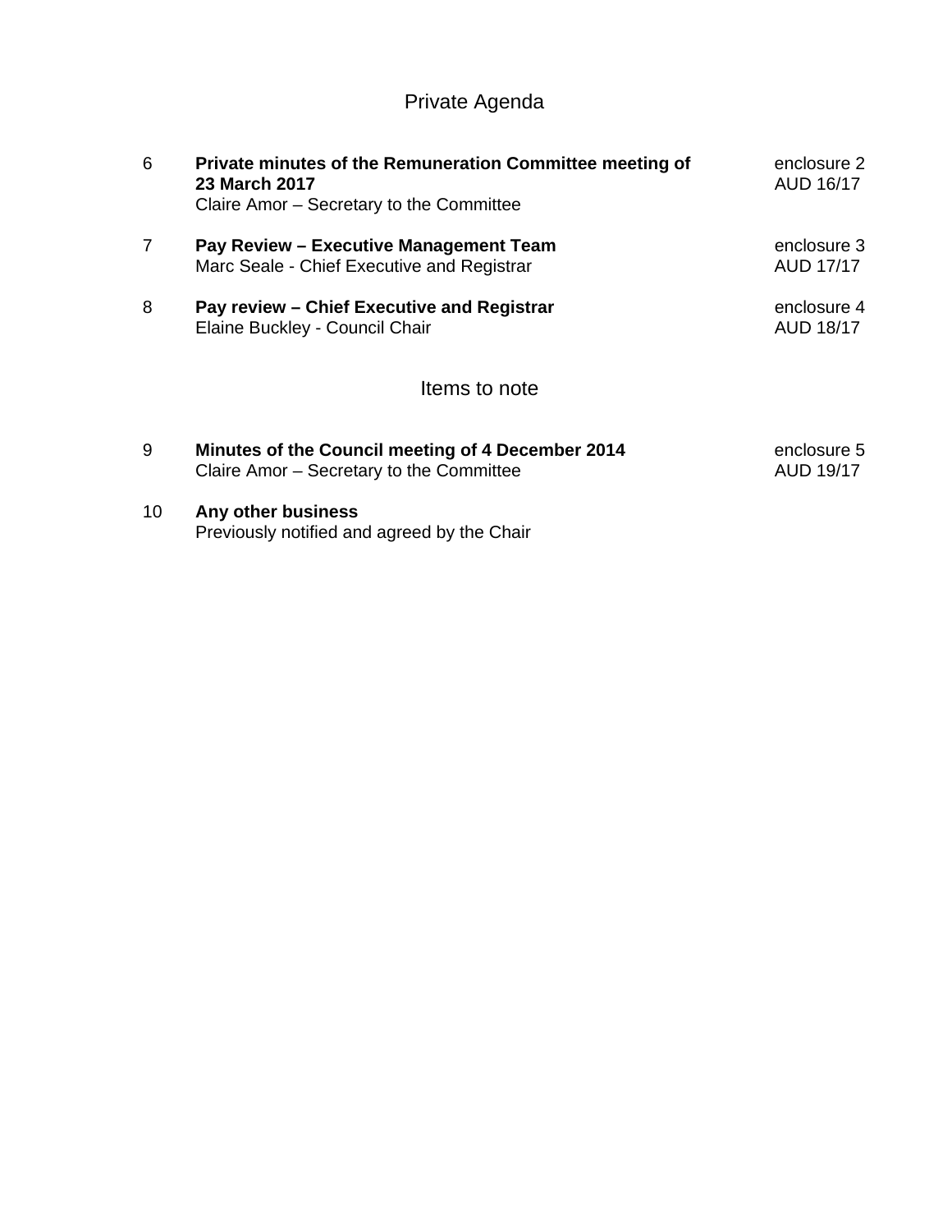## Private Agenda

| | | |
|---|---|---|
| 6 | **Private minutes of the Remuneration Committee meeting of 23 March 2017**<br>Claire Amor – Secretary to the Committee | enclosure 2<br>AUD 16/17 |
| 7 | **Pay Review – Executive Management Team**<br>Marc Seale - Chief Executive and Registrar | enclosure 3<br>AUD 17/17 |
| 8 | **Pay review – Chief Executive and Registrar**<br>Elaine Buckley - Council Chair | enclosure 4<br>AUD 18/17 |

## Items to note

| | | |
|---|---|---|
| 9 | **Minutes of the Council meeting of 4 December 2014**<br>Claire Amor – Secretary to the Committee | enclosure 5<br>AUD 19/17 |
| 10 | **Any other business**<br>Previously notified and agreed by the Chair | |